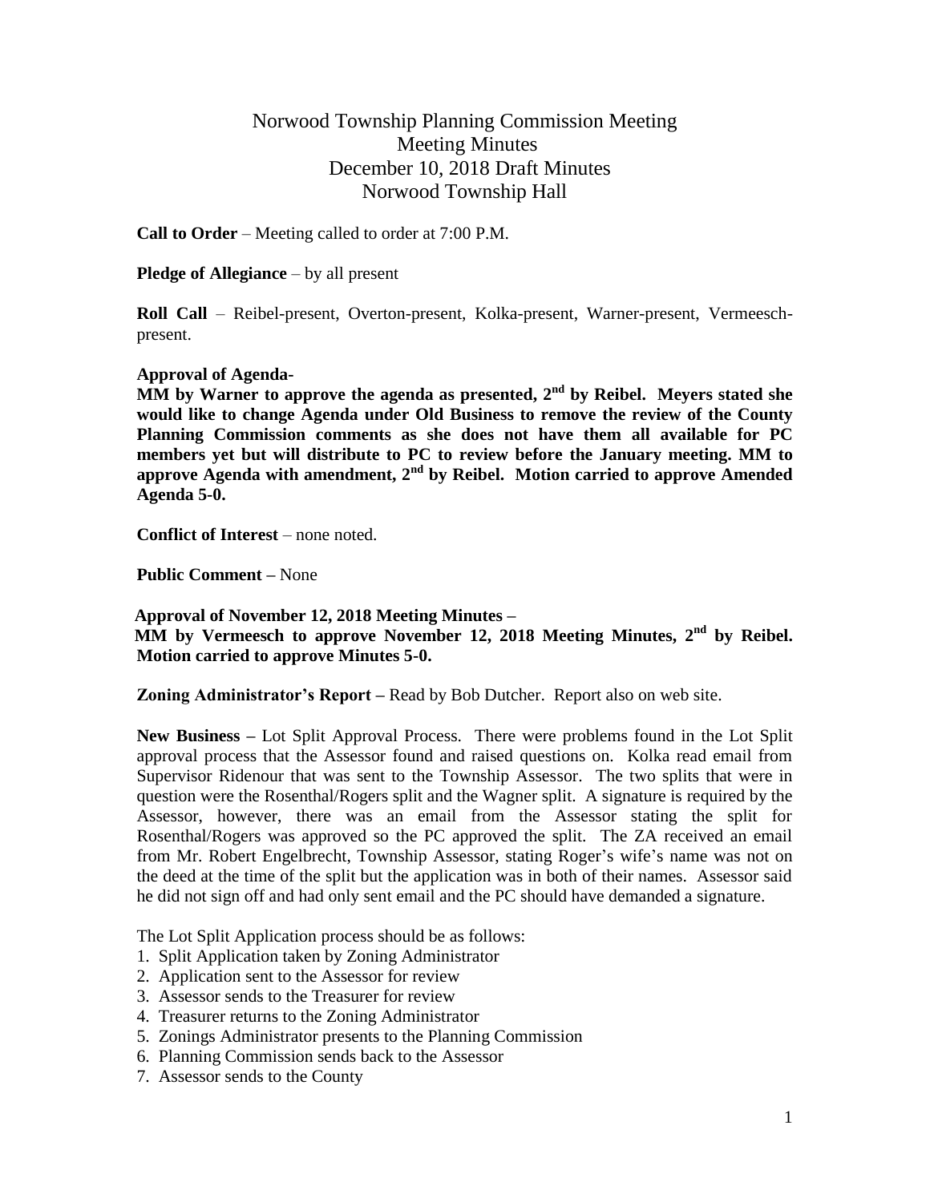# Norwood Township Planning Commission Meeting
## Meeting Minutes
## December 10, 2018 Draft Minutes
## Norwood Township Hall

**Call to Order** – Meeting called to order at 7:00 P.M.

**Pledge of Allegiance** – by all present

**Roll Call** – Reibel-present, Overton-present, Kolka-present, Warner-present, Vermeesch-present.

**Approval of Agenda-**

**MM by Warner to approve the agenda as presented, 2nd by Reibel. Meyers stated she would like to change Agenda under Old Business to remove the review of the County Planning Commission comments as she does not have them all available for PC members yet but will distribute to PC to review before the January meeting. MM to approve Agenda with amendment, 2nd by Reibel. Motion carried to approve Amended Agenda 5-0.**

**Conflict of Interest** – none noted.

**Public Comment –** None

**Approval of November 12, 2018 Meeting Minutes –**

**MM by Vermeesch to approve November 12, 2018 Meeting Minutes, 2nd by Reibel. Motion carried to approve Minutes 5-0.**

**Zoning Administrator's Report –** Read by Bob Dutcher. Report also on web site.

**New Business –** Lot Split Approval Process. There were problems found in the Lot Split approval process that the Assessor found and raised questions on. Kolka read email from Supervisor Ridenour that was sent to the Township Assessor. The two splits that were in question were the Rosenthal/Rogers split and the Wagner split. A signature is required by the Assessor, however, there was an email from the Assessor stating the split for Rosenthal/Rogers was approved so the PC approved the split. The ZA received an email from Mr. Robert Engelbrecht, Township Assessor, stating Roger's wife's name was not on the deed at the time of the split but the application was in both of their names. Assessor said he did not sign off and had only sent email and the PC should have demanded a signature.

The Lot Split Application process should be as follows:

1. Split Application taken by Zoning Administrator
2. Application sent to the Assessor for review
3. Assessor sends to the Treasurer for review
4. Treasurer returns to the Zoning Administrator
5. Zonings Administrator presents to the Planning Commission
6. Planning Commission sends back to the Assessor
7. Assessor sends to the County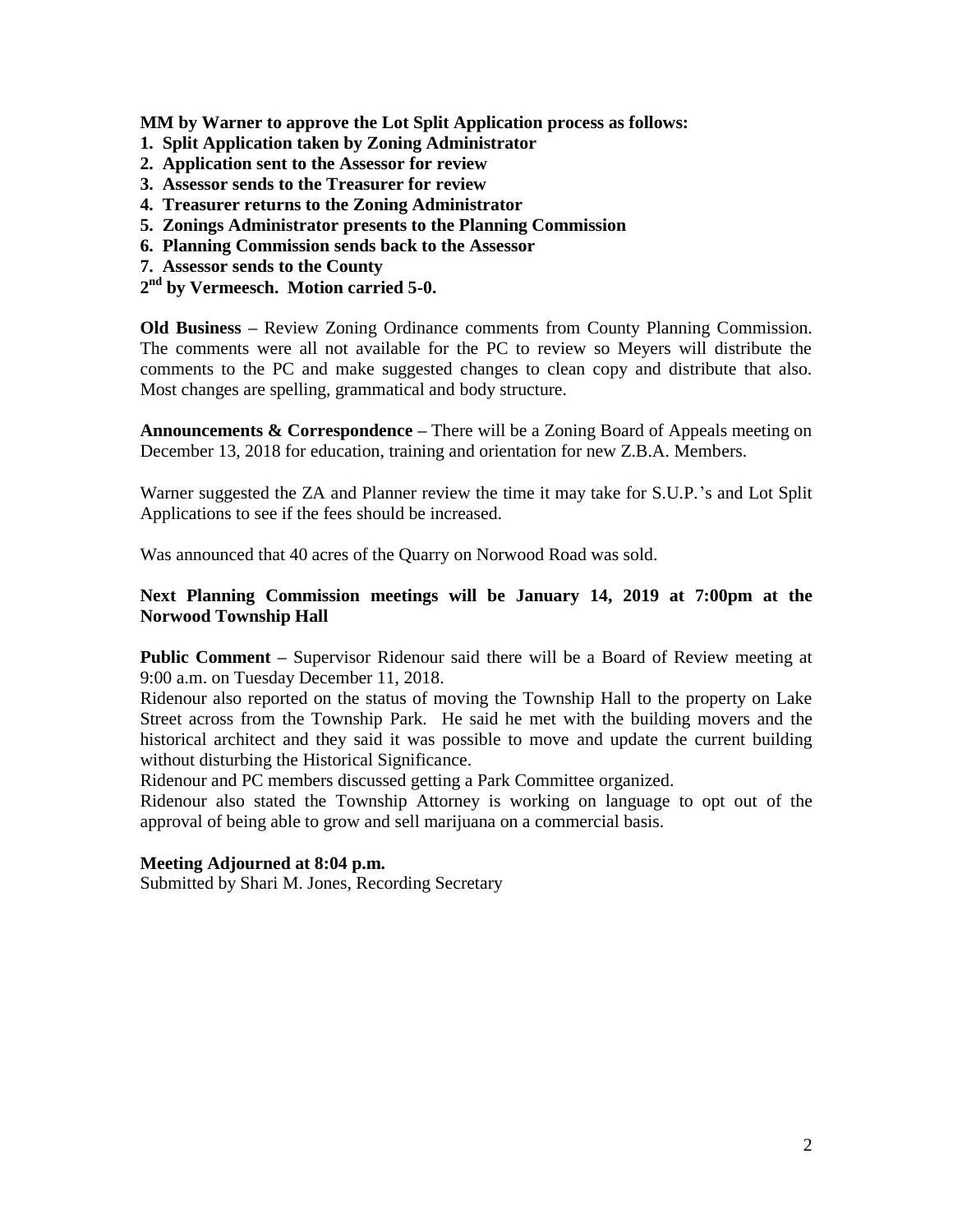**MM by Warner to approve the Lot Split Application process as follows:**

1. **Split Application taken by Zoning Administrator**
2. **Application sent to the Assessor for review**
3. **Assessor sends to the Treasurer for review**
4. **Treasurer returns to the Zoning Administrator**
5. **Zonings Administrator presents to the Planning Commission**
6. **Planning Commission sends back to the Assessor**
7. **Assessor sends to the County**

**2nd by Vermeesch. Motion carried 5-0.**

**Old Business –** Review Zoning Ordinance comments from County Planning Commission. The comments were all not available for the PC to review so Meyers will distribute the comments to the PC and make suggested changes to clean copy and distribute that also. Most changes are spelling, grammatical and body structure.

**Announcements & Correspondence –** There will be a Zoning Board of Appeals meeting on December 13, 2018 for education, training and orientation for new Z.B.A. Members.

Warner suggested the ZA and Planner review the time it may take for S.U.P.'s and Lot Split Applications to see if the fees should be increased.

Was announced that 40 acres of the Quarry on Norwood Road was sold.

**Next Planning Commission meetings will be January 14, 2019 at 7:00pm at the Norwood Township Hall**

**Public Comment –** Supervisor Ridenour said there will be a Board of Review meeting at 9:00 a.m. on Tuesday December 11, 2018.

Ridenour also reported on the status of moving the Township Hall to the property on Lake Street across from the Township Park. He said he met with the building movers and the historical architect and they said it was possible to move and update the current building without disturbing the Historical Significance.

Ridenour and PC members discussed getting a Park Committee organized.

Ridenour also stated the Township Attorney is working on language to opt out of the approval of being able to grow and sell marijuana on a commercial basis.

**Meeting Adjourned at 8:04 p.m.**

Submitted by Shari M. Jones, Recording Secretary